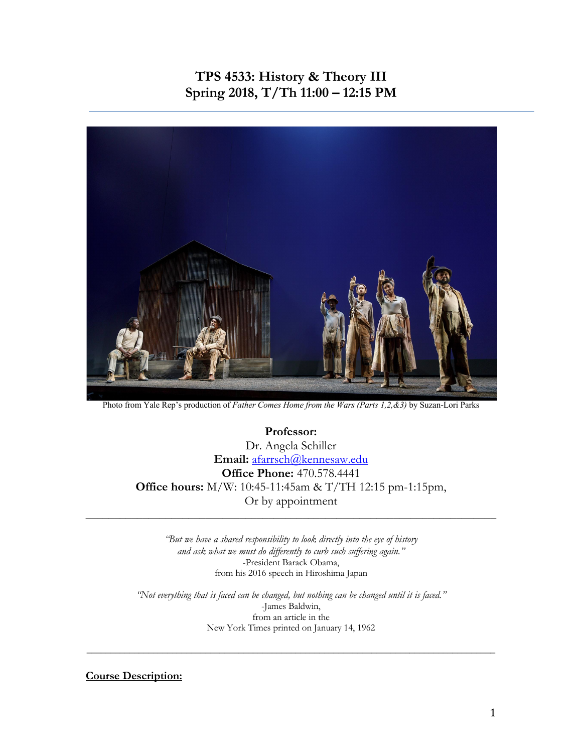# TPS 4533: History & Theory III
# Spring 2018, T/Th 11:00 – 12:15 PM

Photo from Yale Rep's production of *Father Comes Home from the Wars (Parts 1,2,&3)* by Suzan-Lori Parks

**Professor:**
Dr. Angela Schiller
**Email:** afarrsch@kennesaw.edu
**Office Phone:** 470.578.4441
**Office hours:** M/W: 10:45-11:45am & T/TH 12:15 pm-1:15pm,
Or by appointment

---

*"But we have a shared responsibility to look directly into the eye of history and ask what we must do differently to curb such suffering again."*
-President Barack Obama,
from his 2016 speech in Hiroshima Japan

*"Not everything that is faced can be changed, but nothing can be changed until it is faced."*
-James Baldwin,
from an article in the
New York Times printed on January 14, 1962

---

**<u>Course Description:</u>**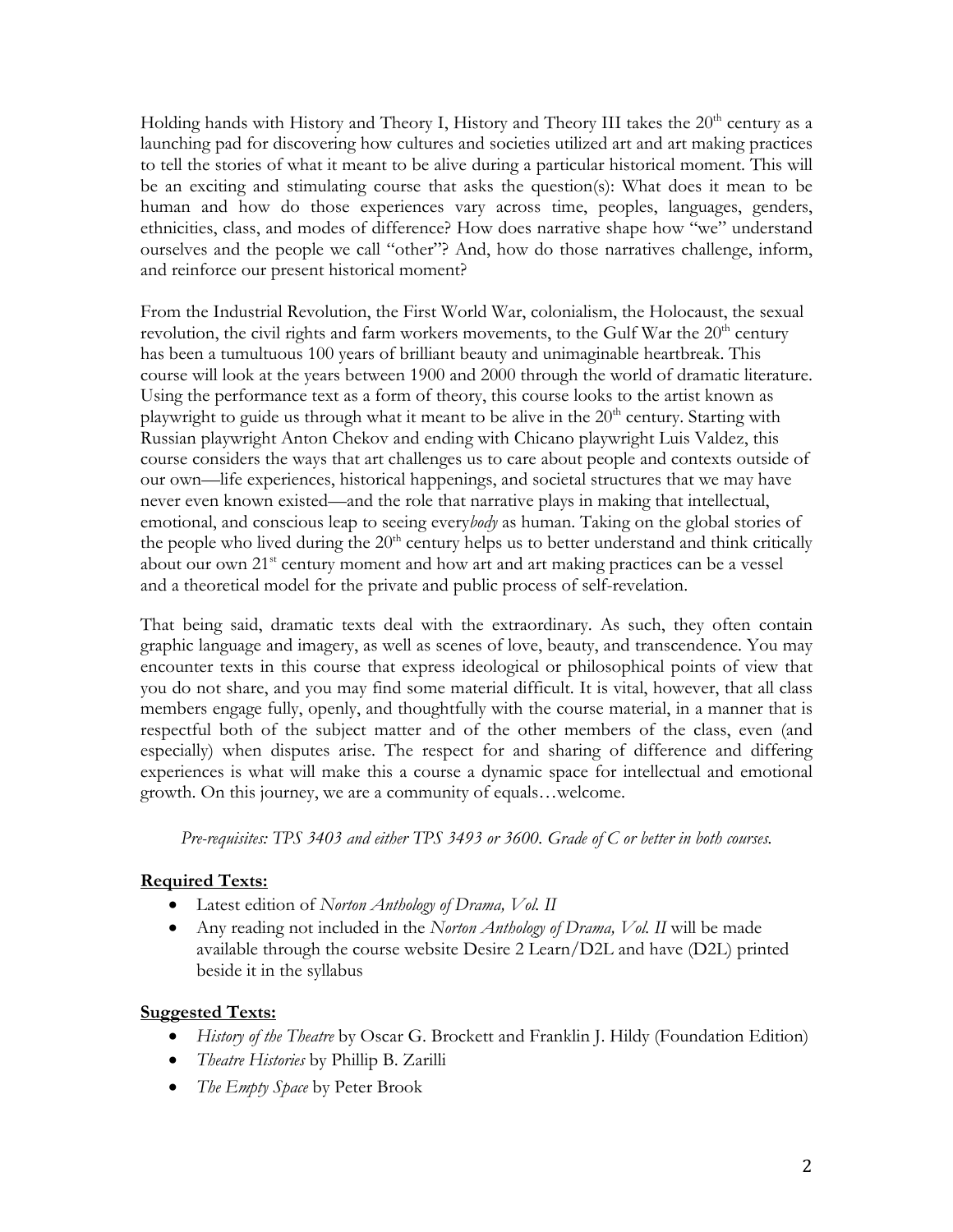Holding hands with History and Theory I, History and Theory III takes the 20th century as a launching pad for discovering how cultures and societies utilized art and art making practices to tell the stories of what it meant to be alive during a particular historical moment. This will be an exciting and stimulating course that asks the question(s): What does it mean to be human and how do those experiences vary across time, peoples, languages, genders, ethnicities, class, and modes of difference? How does narrative shape how "we" understand ourselves and the people we call "other"? And, how do those narratives challenge, inform, and reinforce our present historical moment?

From the Industrial Revolution, the First World War, colonialism, the Holocaust, the sexual revolution, the civil rights and farm workers movements, to the Gulf War the 20th century has been a tumultuous 100 years of brilliant beauty and unimaginable heartbreak. This course will look at the years between 1900 and 2000 through the world of dramatic literature. Using the performance text as a form of theory, this course looks to the artist known as playwright to guide us through what it meant to be alive in the 20th century. Starting with Russian playwright Anton Chekov and ending with Chicano playwright Luis Valdez, this course considers the ways that art challenges us to care about people and contexts outside of our own—life experiences, historical happenings, and societal structures that we may have never even known existed—and the role that narrative plays in making that intellectual, emotional, and conscious leap to seeing every*body* as human. Taking on the global stories of the people who lived during the 20th century helps us to better understand and think critically about our own 21st century moment and how art and art making practices can be a vessel and a theoretical model for the private and public process of self-revelation.

That being said, dramatic texts deal with the extraordinary. As such, they often contain graphic language and imagery, as well as scenes of love, beauty, and transcendence. You may encounter texts in this course that express ideological or philosophical points of view that you do not share, and you may find some material difficult. It is vital, however, that all class members engage fully, openly, and thoughtfully with the course material, in a manner that is respectful both of the subject matter and of the other members of the class, even (and especially) when disputes arise. The respect for and sharing of difference and differing experiences is what will make this a course a dynamic space for intellectual and emotional growth. On this journey, we are a community of equals…welcome.

*Pre-requisites: TPS 3403 and either TPS 3493 or 3600. Grade of C or better in both courses.*

**Required Texts:**

- Latest edition of *Norton Anthology of Drama, Vol. II*
- Any reading not included in the *Norton Anthology of Drama, Vol. II* will be made available through the course website Desire 2 Learn/D2L and have (D2L) printed beside it in the syllabus

**Suggested Texts:**

- *History of the Theatre* by Oscar G. Brockett and Franklin J. Hildy (Foundation Edition)
- *Theatre Histories* by Phillip B. Zarilli
- *The Empty Space* by Peter Brook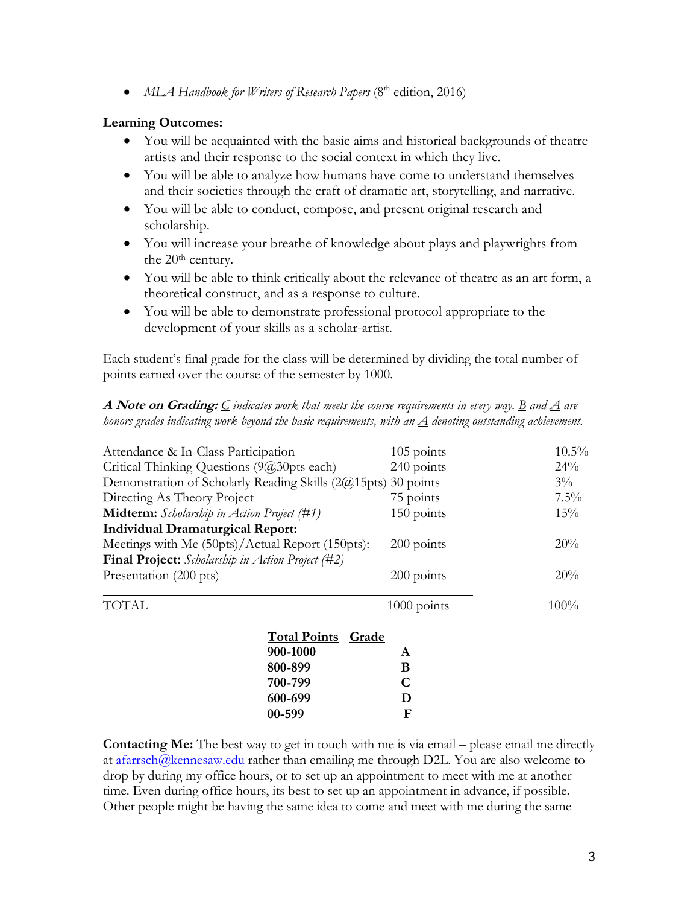- *MLA Handbook for Writers of Research Papers* (8th edition, 2016)

**Learning Outcomes:**

- You will be acquainted with the basic aims and historical backgrounds of theatre artists and their response to the social context in which they live.
- You will be able to analyze how humans have come to understand themselves and their societies through the craft of dramatic art, storytelling, and narrative.
- You will be able to conduct, compose, and present original research and scholarship.
- You will increase your breathe of knowledge about plays and playwrights from the 20th century.
- You will be able to think critically about the relevance of theatre as an art form, a theoretical construct, and as a response to culture.
- You will be able to demonstrate professional protocol appropriate to the development of your skills as a scholar-artist.

Each student's final grade for the class will be determined by dividing the total number of points earned over the course of the semester by 1000.

***A Note on Grading:*** *C indicates work that meets the course requirements in every way. B and A are honors grades indicating work beyond the basic requirements, with an A denoting outstanding achievement.*

| | | |
|---|---|---|
| Attendance & In-Class Participation | 105 points | 10.5% |
| Critical Thinking Questions (9@30pts each) | 240 points | 24% |
| Demonstration of Scholarly Reading Skills (2@15pts) | 30 points | 3% |
| Directing As Theory Project | 75 points | 7.5% |
| **Midterm:** *Scholarship in Action Project (#1)* | 150 points | 15% |
| **Individual Dramaturgical Report:** Meetings with Me (50pts)/Actual Report (150pts): | 200 points | 20% |
| **Final Project:** *Scholarship in Action Project (#2)* Presentation (200 pts) | 200 points | 20% |
| TOTAL | 1000 points | 100% |

| Total Points | Grade |
|---|---|
| **900-1000** | **A** |
| **800-899** | **B** |
| **700-799** | **C** |
| **600-699** | **D** |
| **00-599** | **F** |

**Contacting Me:** The best way to get in touch with me is via email – please email me directly at afarrsch@kennesaw.edu rather than emailing me through D2L. You are also welcome to drop by during my office hours, or to set up an appointment to meet with me at another time. Even during office hours, its best to set up an appointment in advance, if possible. Other people might be having the same idea to come and meet with me during the same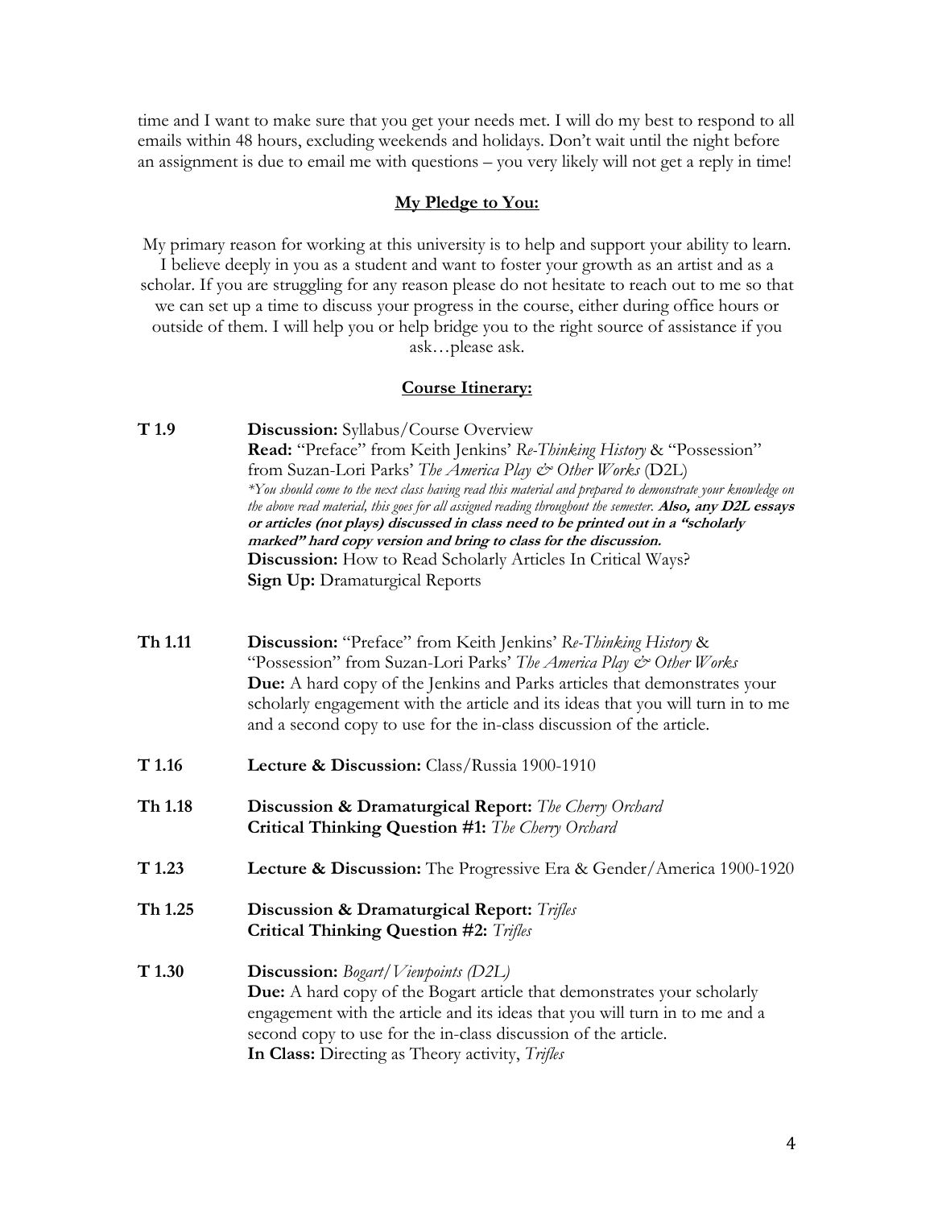time and I want to make sure that you get your needs met. I will do my best to respond to all emails within 48 hours, excluding weekends and holidays. Don't wait until the night before an assignment is due to email me with questions – you very likely will not get a reply in time!

## **My Pledge to You:**

My primary reason for working at this university is to help and support your ability to learn. I believe deeply in you as a student and want to foster your growth as an artist and as a scholar. If you are struggling for any reason please do not hesitate to reach out to me so that we can set up a time to discuss your progress in the course, either during office hours or outside of them. I will help you or help bridge you to the right source of assistance if you ask…please ask.

## **Course Itinerary:**

**T 1.9**
**Discussion:** Syllabus/Course Overview
**Read:** "Preface" from Keith Jenkins' *Re-Thinking History* & "Possession" from Suzan-Lori Parks' *The America Play & Other Works* (D2L)
*\*You should come to the next class having read this material and prepared to demonstrate your knowledge on the above read material, this goes for all assigned reading throughout the semester.* ***Also, any D2L essays or articles (not plays) discussed in class need to be printed out in a "scholarly marked" hard copy version and bring to class for the discussion.***
**Discussion:** How to Read Scholarly Articles In Critical Ways?
**Sign Up:** Dramaturgical Reports

**Th 1.11**
**Discussion:** "Preface" from Keith Jenkins' *Re-Thinking History* & "Possession" from Suzan-Lori Parks' *The America Play & Other Works*
**Due:** A hard copy of the Jenkins and Parks articles that demonstrates your scholarly engagement with the article and its ideas that you will turn in to me and a second copy to use for the in-class discussion of the article.

**T 1.16**
**Lecture & Discussion:** Class/Russia 1900-1910

**Th 1.18**
**Discussion & Dramaturgical Report:** *The Cherry Orchard*
**Critical Thinking Question #1:** *The Cherry Orchard*

**T 1.23**
**Lecture & Discussion:** The Progressive Era & Gender/America 1900-1920

**Th 1.25**
**Discussion & Dramaturgical Report:** *Trifles*
**Critical Thinking Question #2:** *Trifles*

**T 1.30**
**Discussion:** *Bogart/Viewpoints (D2L)*
**Due:** A hard copy of the Bogart article that demonstrates your scholarly engagement with the article and its ideas that you will turn in to me and a second copy to use for the in-class discussion of the article.
**In Class:** Directing as Theory activity, *Trifles*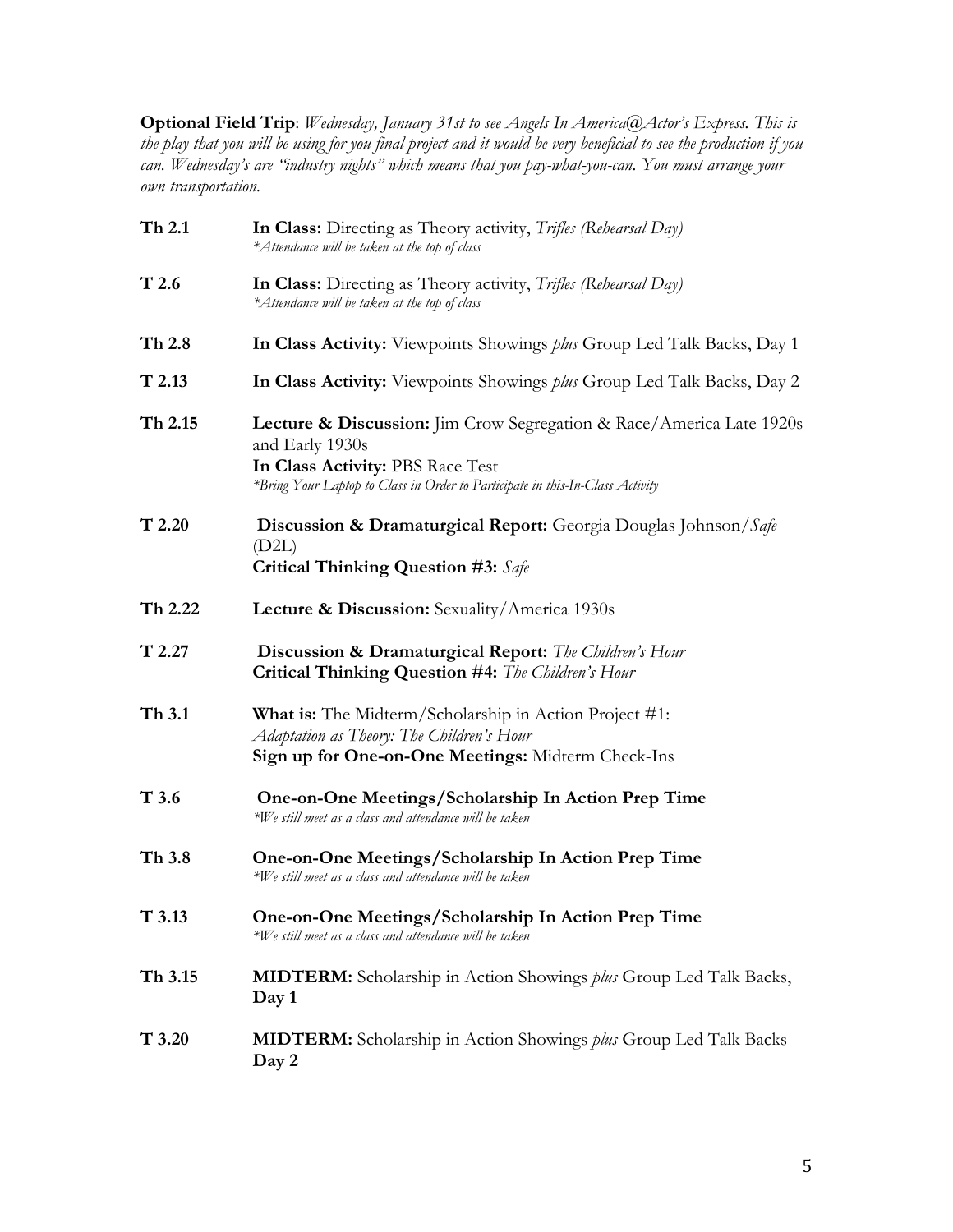**Optional Field Trip**: *Wednesday, January 31st to see Angels In America@Actor's Express. This is the play that you will be using for you final project and it would be very beneficial to see the production if you can. Wednesday's are "industry nights" which means that you pay-what-you-can. You must arrange your own transportation.*

| | |
|---|---|
| **Th 2.1** | **In Class:** Directing as Theory activity, *Trifles (Rehearsal Day)*<br>*\*Attendance will be taken at the top of class* |
| **T 2.6** | **In Class:** Directing as Theory activity, *Trifles (Rehearsal Day)*<br>*\*Attendance will be taken at the top of class* |
| **Th 2.8** | **In Class Activity:** Viewpoints Showings *plus* Group Led Talk Backs, Day 1 |
| **T 2.13** | **In Class Activity:** Viewpoints Showings *plus* Group Led Talk Backs, Day 2 |
| **Th 2.15** | **Lecture & Discussion:** Jim Crow Segregation & Race/America Late 1920s and Early 1930s<br>**In Class Activity:** PBS Race Test<br>*\*Bring Your Laptop to Class in Order to Participate in this-In-Class Activity* |
| **T 2.20** | **Discussion & Dramaturgical Report:** Georgia Douglas Johnson/*Safe* (D2L)<br>**Critical Thinking Question #3:** *Safe* |
| **Th 2.22** | **Lecture & Discussion:** Sexuality/America 1930s |
| **T 2.27** | **Discussion & Dramaturgical Report:** *The Children's Hour*<br>**Critical Thinking Question #4:** *The Children's Hour* |
| **Th 3.1** | **What is:** The Midterm/Scholarship in Action Project #1: *Adaptation as Theory: The Children's Hour*<br>**Sign up for One-on-One Meetings:** Midterm Check-Ins |
| **T 3.6** | **One-on-One Meetings/Scholarship In Action Prep Time**<br>*\*We still meet as a class and attendance will be taken* |
| **Th 3.8** | **One-on-One Meetings/Scholarship In Action Prep Time**<br>*\*We still meet as a class and attendance will be taken* |
| **T 3.13** | **One-on-One Meetings/Scholarship In Action Prep Time**<br>*\*We still meet as a class and attendance will be taken* |
| **Th 3.15** | **MIDTERM:** Scholarship in Action Showings *plus* Group Led Talk Backs, **Day 1** |
| **T 3.20** | **MIDTERM:** Scholarship in Action Showings *plus* Group Led Talk Backs **Day 2** |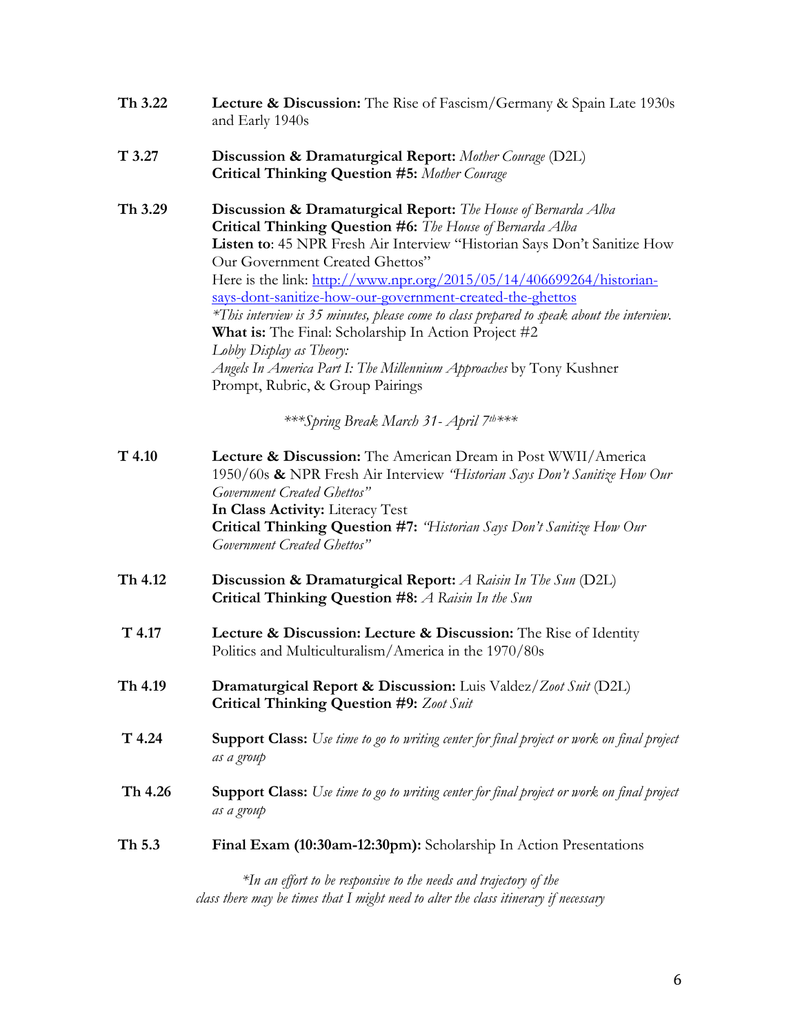| | |
|---|---|
| **Th 3.22** | **Lecture & Discussion:** The Rise of Fascism/Germany & Spain Late 1930s and Early 1940s |
| **T 3.27** | **Discussion & Dramaturgical Report:** *Mother Courage* (D2L)<br>**Critical Thinking Question #5:** *Mother Courage* |
| **Th 3.29** | **Discussion & Dramaturgical Report:** *The House of Bernarda Alba*<br>**Critical Thinking Question #6:** *The House of Bernarda Alba*<br>**Listen to**: 45 NPR Fresh Air Interview "Historian Says Don't Sanitize How Our Government Created Ghettos"<br>Here is the link: http://www.npr.org/2015/05/14/406699264/historian-says-dont-sanitize-how-our-government-created-the-ghettos<br>*\*This interview is 35 minutes, please come to class prepared to speak about the interview.*<br>**What is:** The Final: Scholarship In Action Project #2<br>*Lobby Display as Theory:*<br>*Angels In America Part I: The Millennium Approaches* by Tony Kushner<br>Prompt, Rubric, & Group Pairings |

*\*\*\*Spring Break March 31- April 7th\*\*\**

| | |
|---|---|
| **T 4.10** | **Lecture & Discussion:** The American Dream in Post WWII/America 1950/60s **&** NPR Fresh Air Interview *"Historian Says Don't Sanitize How Our Government Created Ghettos"*<br>**In Class Activity:** Literacy Test<br>**Critical Thinking Question #7:** *"Historian Says Don't Sanitize How Our Government Created Ghettos"* |
| **Th 4.12** | **Discussion & Dramaturgical Report:** *A Raisin In The Sun* (D2L)<br>**Critical Thinking Question #8:** *A Raisin In the Sun* |
| **T 4.17** | **Lecture & Discussion: Lecture & Discussion:** The Rise of Identity Politics and Multiculturalism/America in the 1970/80s |
| **Th 4.19** | **Dramaturgical Report & Discussion:** Luis Valdez/*Zoot Suit* (D2L)<br>**Critical Thinking Question #9:** *Zoot Suit* |
| **T 4.24** | **Support Class:** *Use time to go to writing center for final project or work on final project as a group* |
| **Th 4.26** | **Support Class:** *Use time to go to writing center for final project or work on final project as a group* |
| **Th 5.3** | **Final Exam (10:30am-12:30pm):** Scholarship In Action Presentations |

*\*In an effort to be responsive to the needs and trajectory of the class there may be times that I might need to alter the class itinerary if necessary*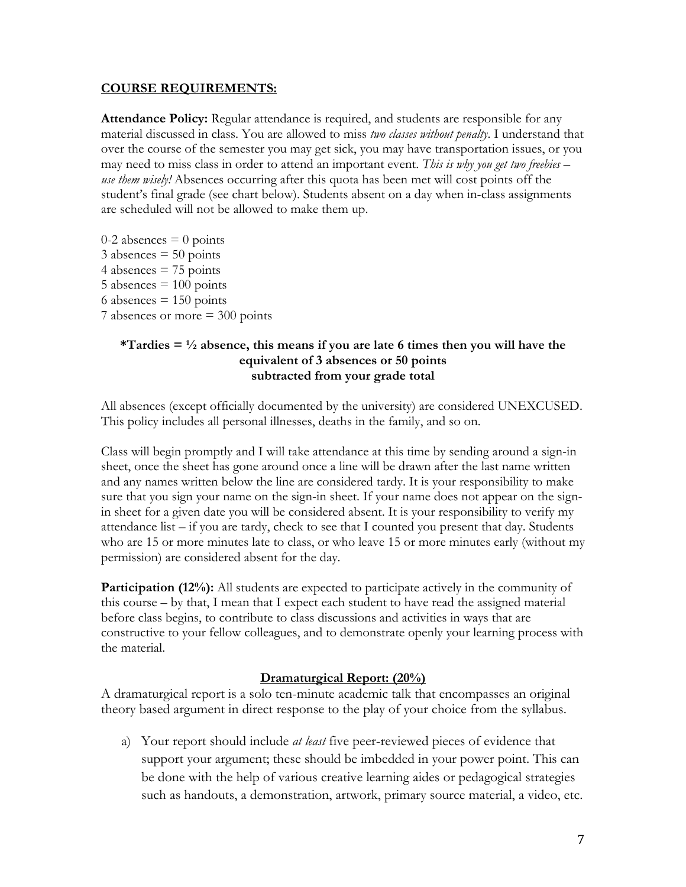**COURSE REQUIREMENTS:**

**Attendance Policy:** Regular attendance is required, and students are responsible for any material discussed in class. You are allowed to miss *two classes without penalty*. I understand that over the course of the semester you may get sick, you may have transportation issues, or you may need to miss class in order to attend an important event. *This is why you get two freebies – use them wisely!* Absences occurring after this quota has been met will cost points off the student's final grade (see chart below). Students absent on a day when in-class assignments are scheduled will not be allowed to make them up.

0-2 absences = 0 points
3 absences = 50 points
4 absences = 75 points
5 absences = 100 points
6 absences = 150 points
7 absences or more = 300 points

**\*Tardies = ½ absence, this means if you are late 6 times then you will have the equivalent of 3 absences or 50 points subtracted from your grade total**

All absences (except officially documented by the university) are considered UNEXCUSED. This policy includes all personal illnesses, deaths in the family, and so on.

Class will begin promptly and I will take attendance at this time by sending around a sign-in sheet, once the sheet has gone around once a line will be drawn after the last name written and any names written below the line are considered tardy. It is your responsibility to make sure that you sign your name on the sign-in sheet. If your name does not appear on the sign-in sheet for a given date you will be considered absent. It is your responsibility to verify my attendance list – if you are tardy, check to see that I counted you present that day. Students who are 15 or more minutes late to class, or who leave 15 or more minutes early (without my permission) are considered absent for the day.

**Participation (12%):** All students are expected to participate actively in the community of this course – by that, I mean that I expect each student to have read the assigned material before class begins, to contribute to class discussions and activities in ways that are constructive to your fellow colleagues, and to demonstrate openly your learning process with the material.

**Dramaturgical Report: (20%)**

A dramaturgical report is a solo ten-minute academic talk that encompasses an original theory based argument in direct response to the play of your choice from the syllabus.

a) Your report should include *at least* five peer-reviewed pieces of evidence that support your argument; these should be imbedded in your power point. This can be done with the help of various creative learning aides or pedagogical strategies such as handouts, a demonstration, artwork, primary source material, a video, etc.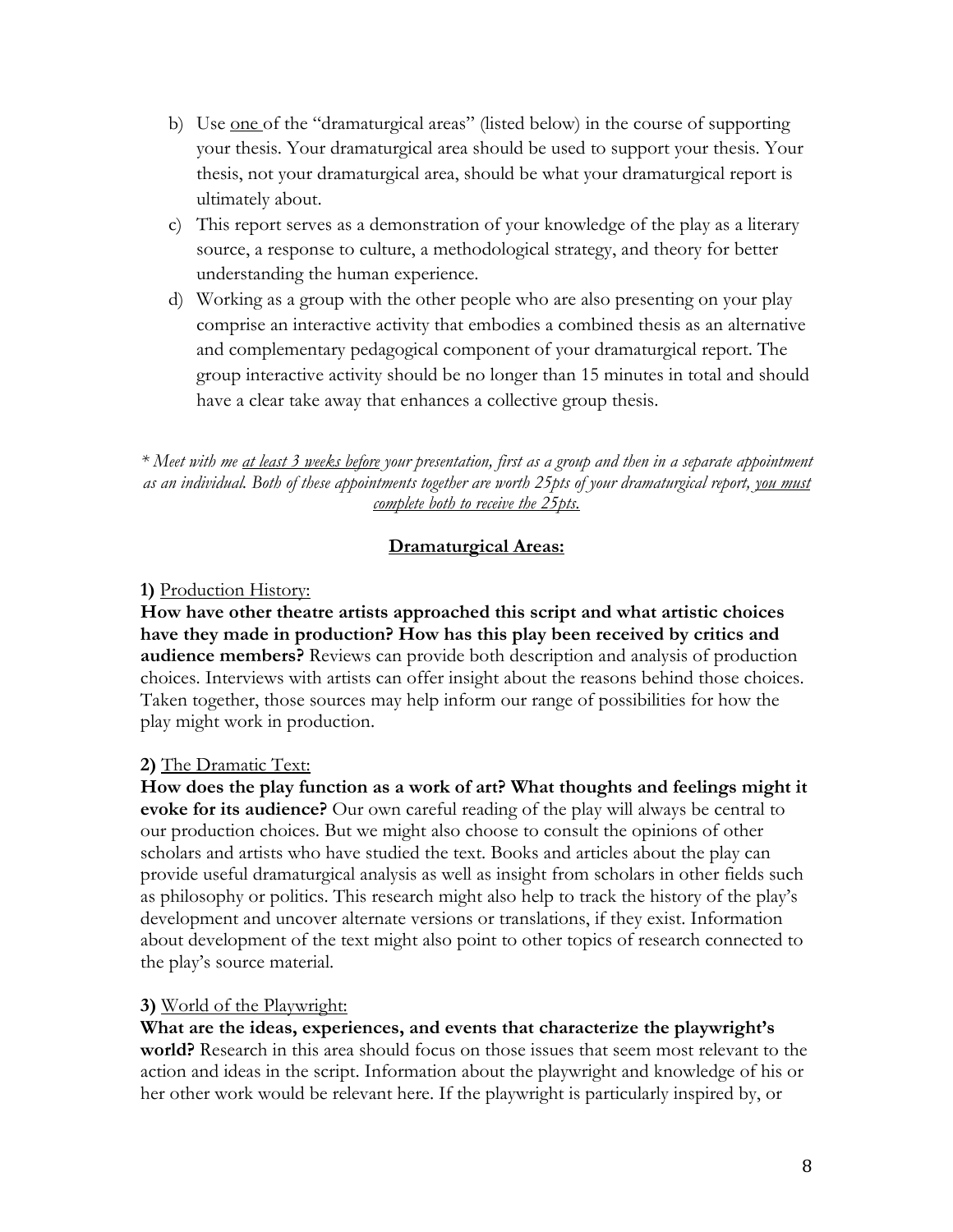b) Use one of the "dramaturgical areas" (listed below) in the course of supporting your thesis. Your dramaturgical area should be used to support your thesis. Your thesis, not your dramaturgical area, should be what your dramaturgical report is ultimately about.

c) This report serves as a demonstration of your knowledge of the play as a literary source, a response to culture, a methodological strategy, and theory for better understanding the human experience.

d) Working as a group with the other people who are also presenting on your play comprise an interactive activity that embodies a combined thesis as an alternative and complementary pedagogical component of your dramaturgical report. The group interactive activity should be no longer than 15 minutes in total and should have a clear take away that enhances a collective group thesis.

*\* Meet with me at least 3 weeks before your presentation, first as a group and then in a separate appointment as an individual. Both of these appointments together are worth 25pts of your dramaturgical report, you must complete both to receive the 25pts.*

## Dramaturgical Areas:

**1)** Production History:

**How have other theatre artists approached this script and what artistic choices have they made in production? How has this play been received by critics and audience members?** Reviews can provide both description and analysis of production choices. Interviews with artists can offer insight about the reasons behind those choices. Taken together, those sources may help inform our range of possibilities for how the play might work in production.

**2)** The Dramatic Text:

**How does the play function as a work of art? What thoughts and feelings might it evoke for its audience?** Our own careful reading of the play will always be central to our production choices. But we might also choose to consult the opinions of other scholars and artists who have studied the text. Books and articles about the play can provide useful dramaturgical analysis as well as insight from scholars in other fields such as philosophy or politics. This research might also help to track the history of the play's development and uncover alternate versions or translations, if they exist. Information about development of the text might also point to other topics of research connected to the play's source material.

**3)** World of the Playwright:

**What are the ideas, experiences, and events that characterize the playwright's world?** Research in this area should focus on those issues that seem most relevant to the action and ideas in the script. Information about the playwright and knowledge of his or her other work would be relevant here. If the playwright is particularly inspired by, or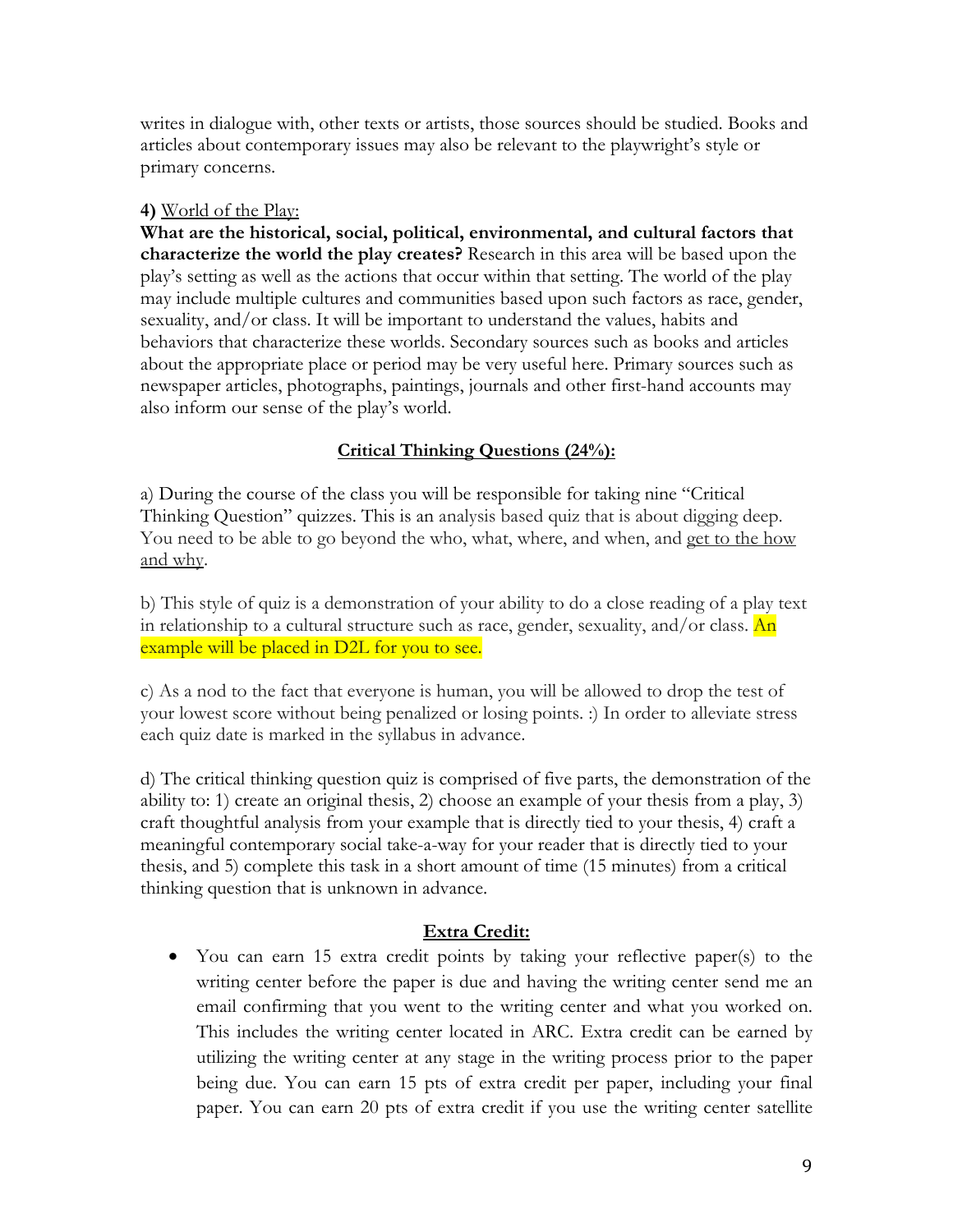writes in dialogue with, other texts or artists, those sources should be studied. Books and articles about contemporary issues may also be relevant to the playwright's style or primary concerns.

**4)** World of the Play:
**What are the historical, social, political, environmental, and cultural factors that characterize the world the play creates?** Research in this area will be based upon the play's setting as well as the actions that occur within that setting. The world of the play may include multiple cultures and communities based upon such factors as race, gender, sexuality, and/or class. It will be important to understand the values, habits and behaviors that characterize these worlds. Secondary sources such as books and articles about the appropriate place or period may be very useful here. Primary sources such as newspaper articles, photographs, paintings, journals and other first-hand accounts may also inform our sense of the play's world.

## Critical Thinking Questions (24%):

a) During the course of the class you will be responsible for taking nine "Critical Thinking Question" quizzes. This is an analysis based quiz that is about digging deep. You need to be able to go beyond the who, what, where, and when, and get to the how and why.

b) This style of quiz is a demonstration of your ability to do a close reading of a play text in relationship to a cultural structure such as race, gender, sexuality, and/or class. An example will be placed in D2L for you to see.

c) As a nod to the fact that everyone is human, you will be allowed to drop the test of your lowest score without being penalized or losing points. :) In order to alleviate stress each quiz date is marked in the syllabus in advance.

d) The critical thinking question quiz is comprised of five parts, the demonstration of the ability to: 1) create an original thesis, 2) choose an example of your thesis from a play, 3) craft thoughtful analysis from your example that is directly tied to your thesis, 4) craft a meaningful contemporary social take-a-way for your reader that is directly tied to your thesis, and 5) complete this task in a short amount of time (15 minutes) from a critical thinking question that is unknown in advance.

## Extra Credit:

- You can earn 15 extra credit points by taking your reflective paper(s) to the writing center before the paper is due and having the writing center send me an email confirming that you went to the writing center and what you worked on. This includes the writing center located in ARC. Extra credit can be earned by utilizing the writing center at any stage in the writing process prior to the paper being due. You can earn 15 pts of extra credit per paper, including your final paper. You can earn 20 pts of extra credit if you use the writing center satellite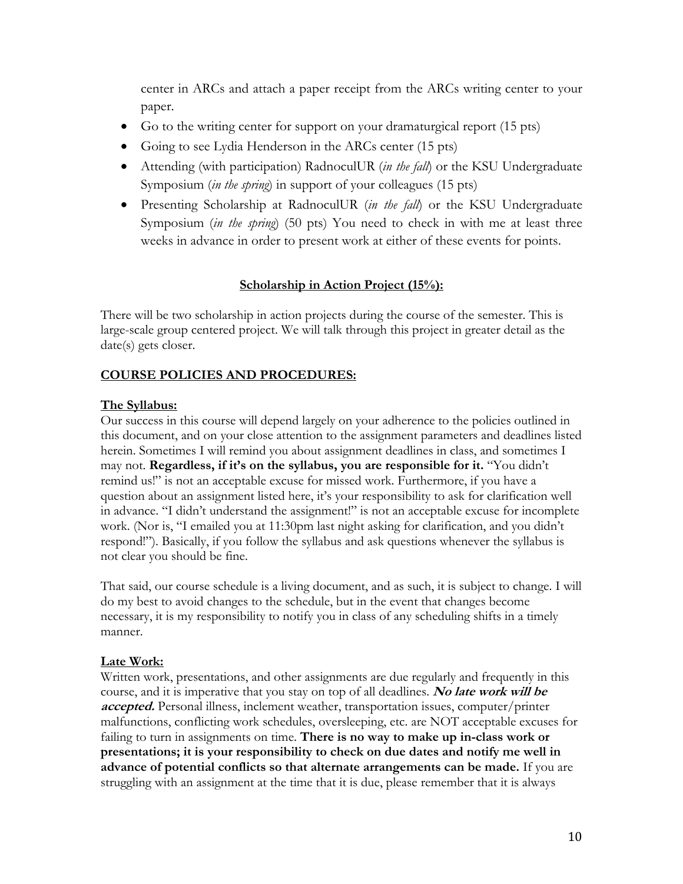center in ARCs and attach a paper receipt from the ARCs writing center to your paper.

- Go to the writing center for support on your dramaturgical report (15 pts)
- Going to see Lydia Henderson in the ARCs center (15 pts)
- Attending (with participation) RadnoculUR (*in the fall*) or the KSU Undergraduate Symposium (*in the spring*) in support of your colleagues (15 pts)
- Presenting Scholarship at RadnoculUR (*in the fall*) or the KSU Undergraduate Symposium (*in the spring*) (50 pts) You need to check in with me at least three weeks in advance in order to present work at either of these events for points.

**Scholarship in Action Project (15%):**

There will be two scholarship in action projects during the course of the semester. This is large-scale group centered project. We will talk through this project in greater detail as the date(s) gets closer.

## COURSE POLICIES AND PROCEDURES:

### The Syllabus:

Our success in this course will depend largely on your adherence to the policies outlined in this document, and on your close attention to the assignment parameters and deadlines listed herein. Sometimes I will remind you about assignment deadlines in class, and sometimes I may not. **Regardless, if it's on the syllabus, you are responsible for it.** "You didn't remind us!" is not an acceptable excuse for missed work. Furthermore, if you have a question about an assignment listed here, it's your responsibility to ask for clarification well in advance. "I didn't understand the assignment!" is not an acceptable excuse for incomplete work. (Nor is, "I emailed you at 11:30pm last night asking for clarification, and you didn't respond!"). Basically, if you follow the syllabus and ask questions whenever the syllabus is not clear you should be fine.

That said, our course schedule is a living document, and as such, it is subject to change. I will do my best to avoid changes to the schedule, but in the event that changes become necessary, it is my responsibility to notify you in class of any scheduling shifts in a timely manner.

### Late Work:

Written work, presentations, and other assignments are due regularly and frequently in this course, and it is imperative that you stay on top of all deadlines. ***No late work will be accepted.*** Personal illness, inclement weather, transportation issues, computer/printer malfunctions, conflicting work schedules, oversleeping, etc. are NOT acceptable excuses for failing to turn in assignments on time. **There is no way to make up in-class work or presentations; it is your responsibility to check on due dates and notify me well in advance of potential conflicts so that alternate arrangements can be made.** If you are struggling with an assignment at the time that it is due, please remember that it is always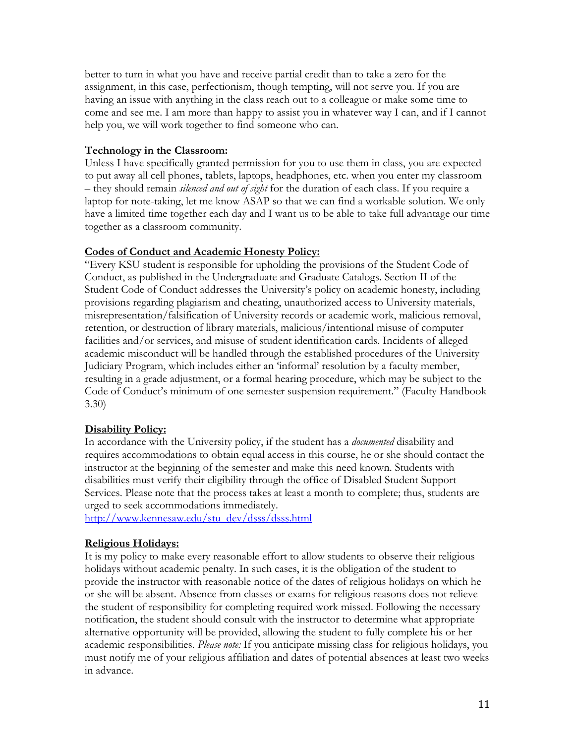better to turn in what you have and receive partial credit than to take a zero for the assignment, in this case, perfectionism, though tempting, will not serve you. If you are having an issue with anything in the class reach out to a colleague or make some time to come and see me. I am more than happy to assist you in whatever way I can, and if I cannot help you, we will work together to find someone who can.

**Technology in the Classroom:**

Unless I have specifically granted permission for you to use them in class, you are expected to put away all cell phones, tablets, laptops, headphones, etc. when you enter my classroom – they should remain *silenced and out of sight* for the duration of each class. If you require a laptop for note-taking, let me know ASAP so that we can find a workable solution. We only have a limited time together each day and I want us to be able to take full advantage our time together as a classroom community.

**Codes of Conduct and Academic Honesty Policy:**

"Every KSU student is responsible for upholding the provisions of the Student Code of Conduct, as published in the Undergraduate and Graduate Catalogs. Section II of the Student Code of Conduct addresses the University's policy on academic honesty, including provisions regarding plagiarism and cheating, unauthorized access to University materials, misrepresentation/falsification of University records or academic work, malicious removal, retention, or destruction of library materials, malicious/intentional misuse of computer facilities and/or services, and misuse of student identification cards. Incidents of alleged academic misconduct will be handled through the established procedures of the University Judiciary Program, which includes either an 'informal' resolution by a faculty member, resulting in a grade adjustment, or a formal hearing procedure, which may be subject to the Code of Conduct's minimum of one semester suspension requirement." (Faculty Handbook 3.30)

**Disability Policy:**

In accordance with the University policy, if the student has a *documented* disability and requires accommodations to obtain equal access in this course, he or she should contact the instructor at the beginning of the semester and make this need known. Students with disabilities must verify their eligibility through the office of Disabled Student Support Services. Please note that the process takes at least a month to complete; thus, students are urged to seek accommodations immediately.
http://www.kennesaw.edu/stu_dev/dsss/dsss.html

**Religious Holidays:**

It is my policy to make every reasonable effort to allow students to observe their religious holidays without academic penalty. In such cases, it is the obligation of the student to provide the instructor with reasonable notice of the dates of religious holidays on which he or she will be absent. Absence from classes or exams for religious reasons does not relieve the student of responsibility for completing required work missed. Following the necessary notification, the student should consult with the instructor to determine what appropriate alternative opportunity will be provided, allowing the student to fully complete his or her academic responsibilities. *Please note:* If you anticipate missing class for religious holidays, you must notify me of your religious affiliation and dates of potential absences at least two weeks in advance.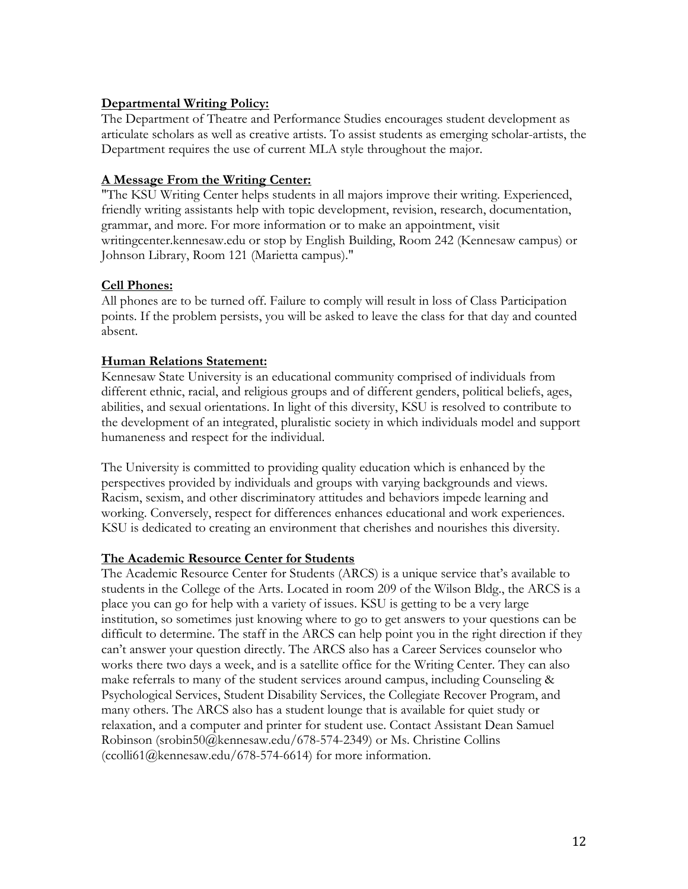**Departmental Writing Policy:**

The Department of Theatre and Performance Studies encourages student development as articulate scholars as well as creative artists. To assist students as emerging scholar-artists, the Department requires the use of current MLA style throughout the major.

**A Message From the Writing Center:**

"The KSU Writing Center helps students in all majors improve their writing. Experienced, friendly writing assistants help with topic development, revision, research, documentation, grammar, and more. For more information or to make an appointment, visit writingcenter.kennesaw.edu or stop by English Building, Room 242 (Kennesaw campus) or Johnson Library, Room 121 (Marietta campus)."

**Cell Phones:**

All phones are to be turned off. Failure to comply will result in loss of Class Participation points. If the problem persists, you will be asked to leave the class for that day and counted absent.

**Human Relations Statement:**

Kennesaw State University is an educational community comprised of individuals from different ethnic, racial, and religious groups and of different genders, political beliefs, ages, abilities, and sexual orientations. In light of this diversity, KSU is resolved to contribute to the development of an integrated, pluralistic society in which individuals model and support humaneness and respect for the individual.

The University is committed to providing quality education which is enhanced by the perspectives provided by individuals and groups with varying backgrounds and views. Racism, sexism, and other discriminatory attitudes and behaviors impede learning and working. Conversely, respect for differences enhances educational and work experiences. KSU is dedicated to creating an environment that cherishes and nourishes this diversity.

**The Academic Resource Center for Students**

The Academic Resource Center for Students (ARCS) is a unique service that's available to students in the College of the Arts. Located in room 209 of the Wilson Bldg., the ARCS is a place you can go for help with a variety of issues. KSU is getting to be a very large institution, so sometimes just knowing where to go to get answers to your questions can be difficult to determine. The staff in the ARCS can help point you in the right direction if they can't answer your question directly. The ARCS also has a Career Services counselor who works there two days a week, and is a satellite office for the Writing Center. They can also make referrals to many of the student services around campus, including Counseling & Psychological Services, Student Disability Services, the Collegiate Recover Program, and many others. The ARCS also has a student lounge that is available for quiet study or relaxation, and a computer and printer for student use. Contact Assistant Dean Samuel Robinson (srobin50@kennesaw.edu/678-574-2349) or Ms. Christine Collins (ccolli61@kennesaw.edu/678-574-6614) for more information.